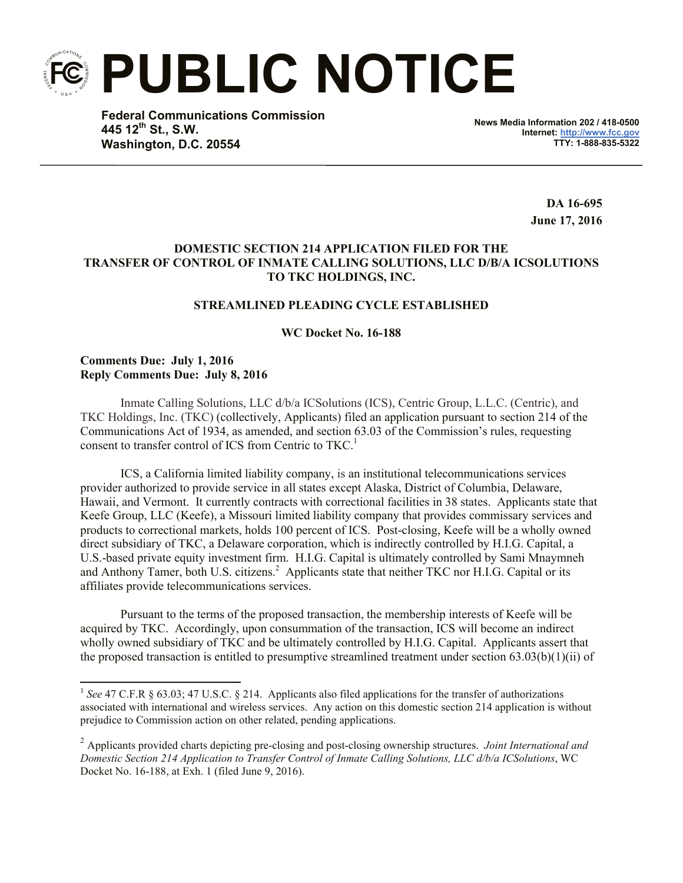# PUBLIC NOTICE

**Federal Communications Commission**
**445 12th St., S.W.**
**Washington, D.C. 20554**

**News Media Information 202 / 418-0500**
**Internet: http://www.fcc.gov**
**TTY: 1-888-835-5322**

**DA 16-695**
**June 17, 2016**

**DOMESTIC SECTION 214 APPLICATION FILED FOR THE TRANSFER OF CONTROL OF INMATE CALLING SOLUTIONS, LLC D/B/A ICSOLUTIONS TO TKC HOLDINGS, INC.**

**STREAMLINED PLEADING CYCLE ESTABLISHED**

**WC Docket No. 16-188**

**Comments Due: July 1, 2016**
**Reply Comments Due: July 8, 2016**

Inmate Calling Solutions, LLC d/b/a ICSolutions (ICS), Centric Group, L.L.C. (Centric), and TKC Holdings, Inc. (TKC) (collectively, Applicants) filed an application pursuant to section 214 of the Communications Act of 1934, as amended, and section 63.03 of the Commission's rules, requesting consent to transfer control of ICS from Centric to TKC.[1]

ICS, a California limited liability company, is an institutional telecommunications services provider authorized to provide service in all states except Alaska, District of Columbia, Delaware, Hawaii, and Vermont. It currently contracts with correctional facilities in 38 states. Applicants state that Keefe Group, LLC (Keefe), a Missouri limited liability company that provides commissary services and products to correctional markets, holds 100 percent of ICS. Post-closing, Keefe will be a wholly owned direct subsidiary of TKC, a Delaware corporation, which is indirectly controlled by H.I.G. Capital, a U.S.-based private equity investment firm. H.I.G. Capital is ultimately controlled by Sami Mnaymneh and Anthony Tamer, both U.S. citizens.[2] Applicants state that neither TKC nor H.I.G. Capital or its affiliates provide telecommunications services.

Pursuant to the terms of the proposed transaction, the membership interests of Keefe will be acquired by TKC. Accordingly, upon consummation of the transaction, ICS will become an indirect wholly owned subsidiary of TKC and be ultimately controlled by H.I.G. Capital. Applicants assert that the proposed transaction is entitled to presumptive streamlined treatment under section 63.03(b)(1)(ii) of

---

[1] *See* 47 C.F.R § 63.03; 47 U.S.C. § 214. Applicants also filed applications for the transfer of authorizations associated with international and wireless services. Any action on this domestic section 214 application is without prejudice to Commission action on other related, pending applications.

[2] Applicants provided charts depicting pre-closing and post-closing ownership structures. *Joint International and Domestic Section 214 Application to Transfer Control of Inmate Calling Solutions, LLC d/b/a ICSolutions*, WC Docket No. 16-188, at Exh. 1 (filed June 9, 2016).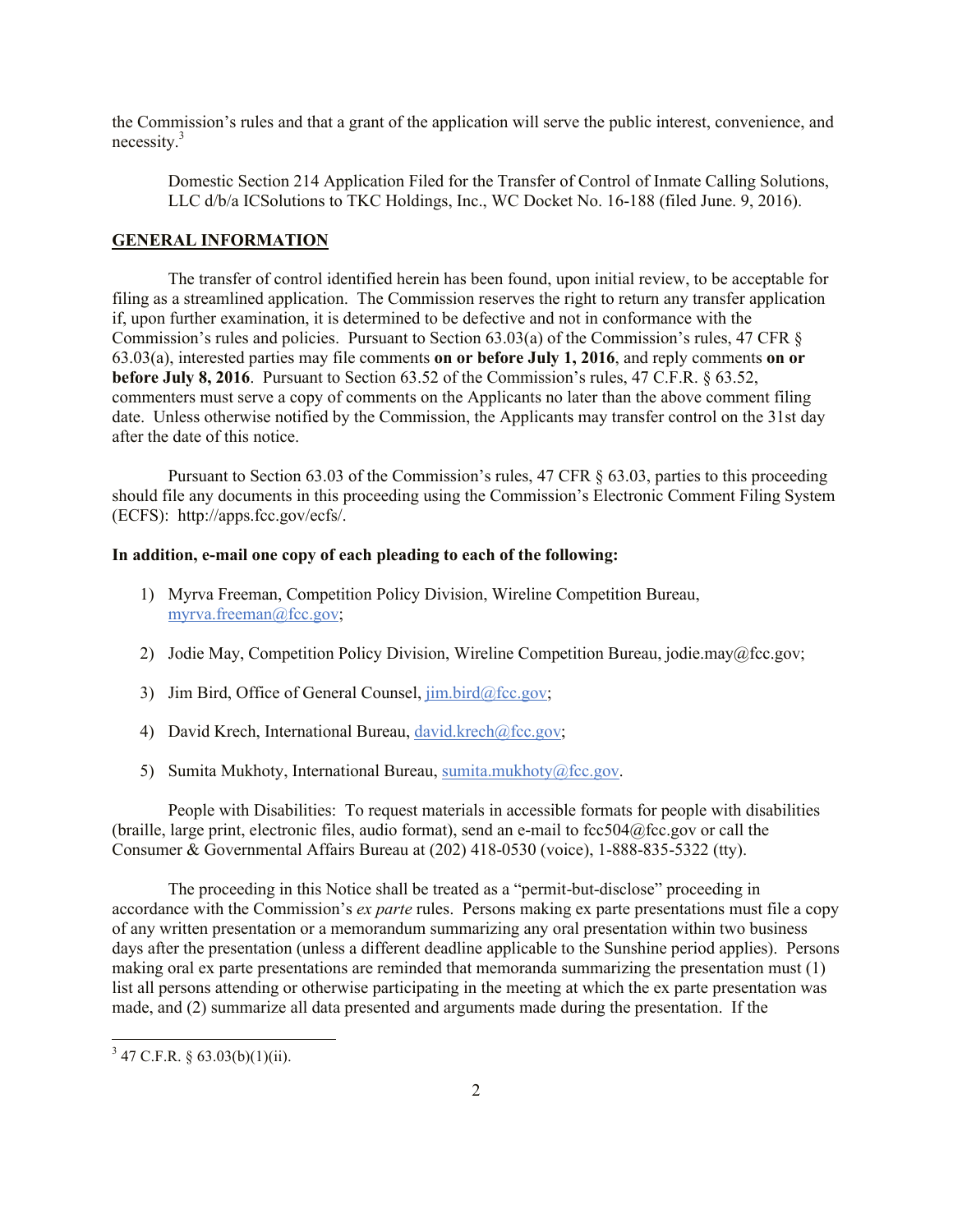the Commission's rules and that a grant of the application will serve the public interest, convenience, and necessity.[3]

> Domestic Section 214 Application Filed for the Transfer of Control of Inmate Calling Solutions, LLC d/b/a ICSolutions to TKC Holdings, Inc., WC Docket No. 16-188 (filed June. 9, 2016).

## GENERAL INFORMATION

The transfer of control identified herein has been found, upon initial review, to be acceptable for filing as a streamlined application. The Commission reserves the right to return any transfer application if, upon further examination, it is determined to be defective and not in conformance with the Commission's rules and policies. Pursuant to Section 63.03(a) of the Commission's rules, 47 CFR § 63.03(a), interested parties may file comments **on or before July 1, 2016**, and reply comments **on or before July 8, 2016**. Pursuant to Section 63.52 of the Commission's rules, 47 C.F.R. § 63.52, commenters must serve a copy of comments on the Applicants no later than the above comment filing date. Unless otherwise notified by the Commission, the Applicants may transfer control on the 31st day after the date of this notice.

Pursuant to Section 63.03 of the Commission's rules, 47 CFR § 63.03, parties to this proceeding should file any documents in this proceeding using the Commission's Electronic Comment Filing System (ECFS): http://apps.fcc.gov/ecfs/.

**In addition, e-mail one copy of each pleading to each of the following:**

1) Myrva Freeman, Competition Policy Division, Wireline Competition Bureau, myrva.freeman@fcc.gov;

2) Jodie May, Competition Policy Division, Wireline Competition Bureau, jodie.may@fcc.gov;

3) Jim Bird, Office of General Counsel, jim.bird@fcc.gov;

4) David Krech, International Bureau, david.krech@fcc.gov;

5) Sumita Mukhoty, International Bureau, sumita.mukhoty@fcc.gov.

People with Disabilities: To request materials in accessible formats for people with disabilities (braille, large print, electronic files, audio format), send an e-mail to fcc504@fcc.gov or call the Consumer & Governmental Affairs Bureau at (202) 418-0530 (voice), 1-888-835-5322 (tty).

The proceeding in this Notice shall be treated as a "permit-but-disclose" proceeding in accordance with the Commission's *ex parte* rules. Persons making ex parte presentations must file a copy of any written presentation or a memorandum summarizing any oral presentation within two business days after the presentation (unless a different deadline applicable to the Sunshine period applies). Persons making oral ex parte presentations are reminded that memoranda summarizing the presentation must (1) list all persons attending or otherwise participating in the meeting at which the ex parte presentation was made, and (2) summarize all data presented and arguments made during the presentation. If the

---

[3] 47 C.F.R. § 63.03(b)(1)(ii).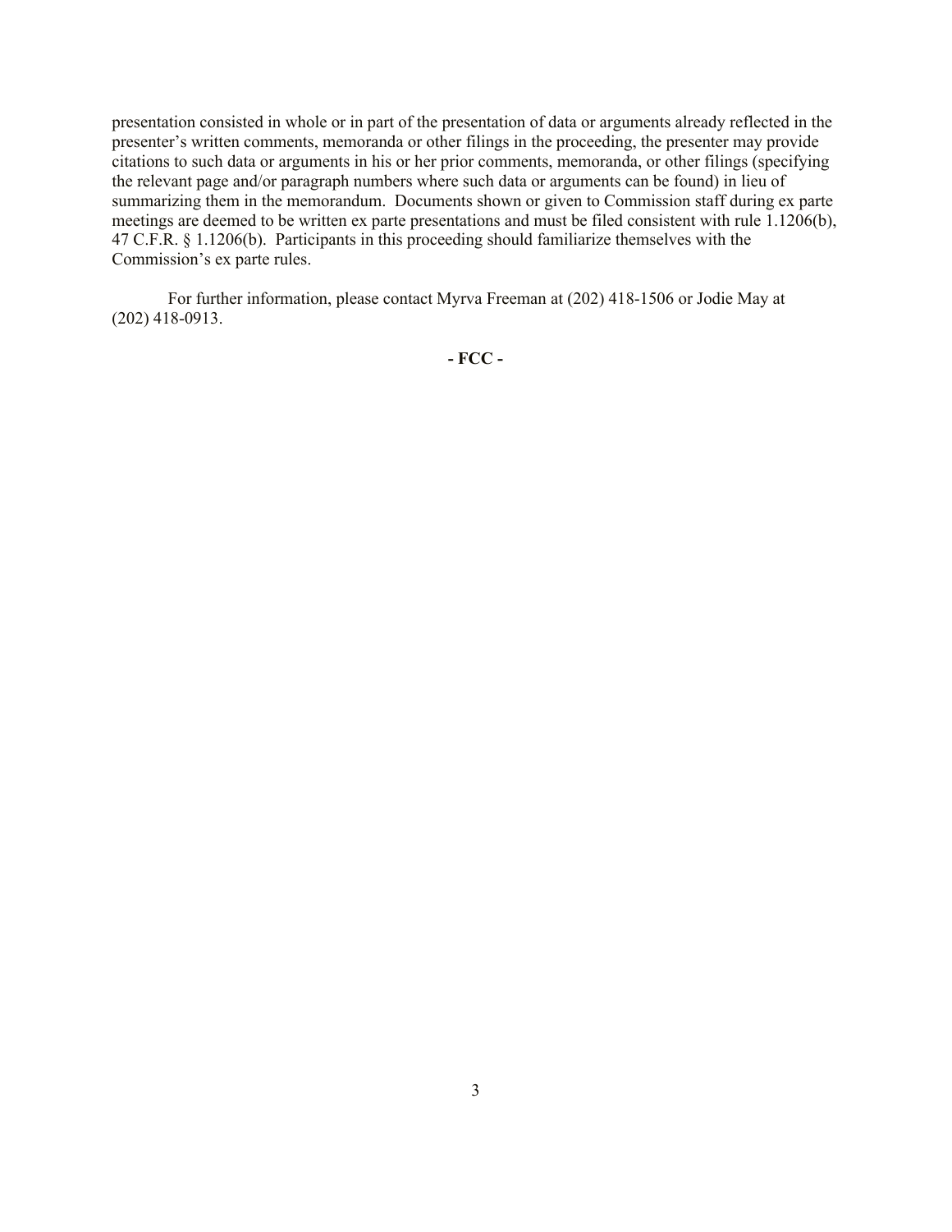presentation consisted in whole or in part of the presentation of data or arguments already reflected in the presenter's written comments, memoranda or other filings in the proceeding, the presenter may provide citations to such data or arguments in his or her prior comments, memoranda, or other filings (specifying the relevant page and/or paragraph numbers where such data or arguments can be found) in lieu of summarizing them in the memorandum. Documents shown or given to Commission staff during ex parte meetings are deemed to be written ex parte presentations and must be filed consistent with rule 1.1206(b), 47 C.F.R. § 1.1206(b). Participants in this proceeding should familiarize themselves with the Commission's ex parte rules.

For further information, please contact Myrva Freeman at (202) 418-1506 or Jodie May at (202) 418-0913.

**- FCC -**